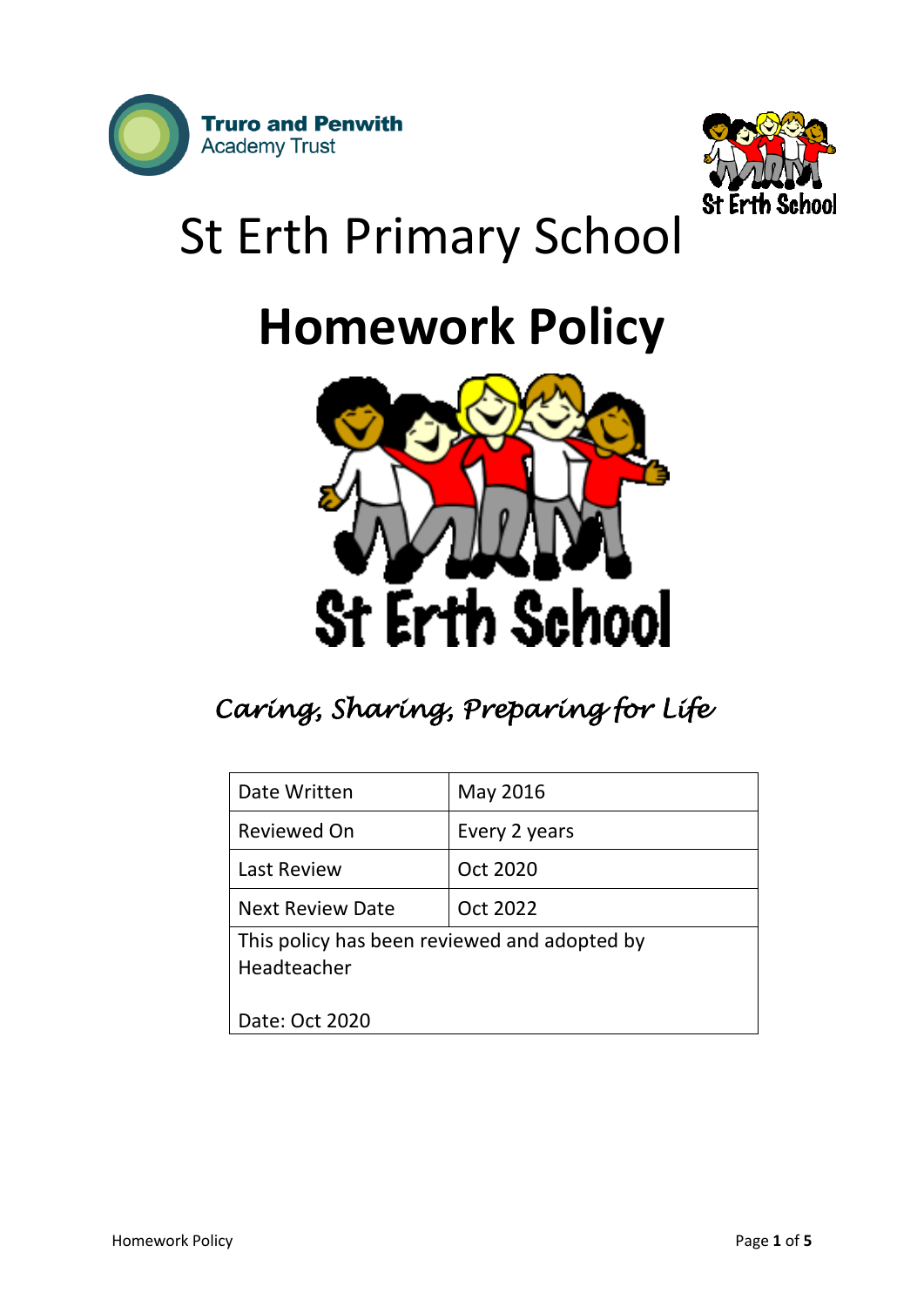Truro and Penwith Academy Trust

# St Erth Primary School

# Homework Policy

*Caring, Sharing, Preparing for Life*

| Date Written | May 2016 |
|---|---|
| Reviewed On | Every 2 years |
| Last Review | Oct 2020 |
| Next Review Date | Oct 2022 |
| This policy has been reviewed and adopted by Headteacher<br><br>Date: Oct 2020 | |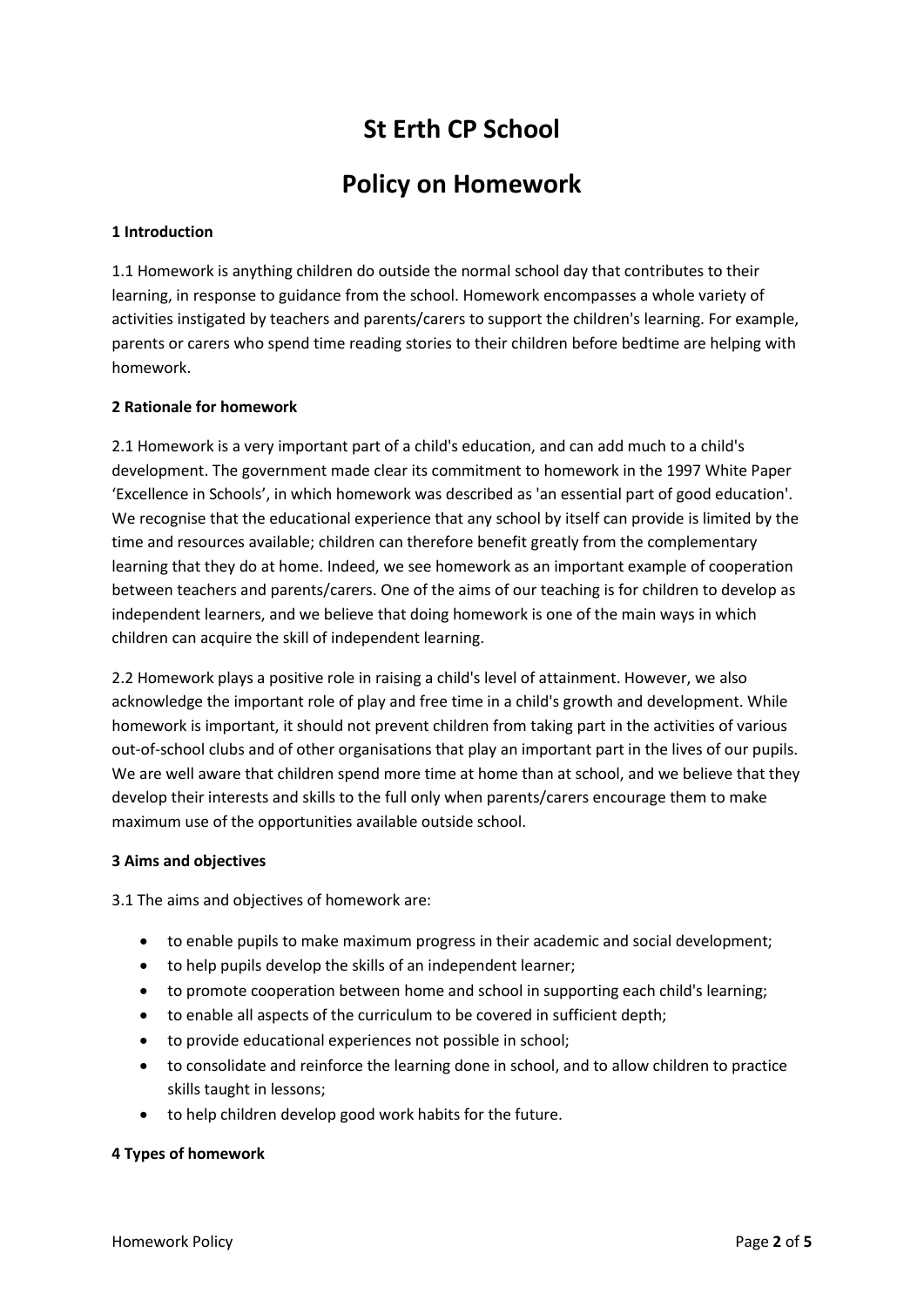# St Erth CP School

# Policy on Homework

### 1 Introduction

1.1 Homework is anything children do outside the normal school day that contributes to their learning, in response to guidance from the school. Homework encompasses a whole variety of activities instigated by teachers and parents/carers to support the children's learning. For example, parents or carers who spend time reading stories to their children before bedtime are helping with homework.

### 2 Rationale for homework

2.1 Homework is a very important part of a child's education, and can add much to a child's development. The government made clear its commitment to homework in the 1997 White Paper 'Excellence in Schools', in which homework was described as 'an essential part of good education'. We recognise that the educational experience that any school by itself can provide is limited by the time and resources available; children can therefore benefit greatly from the complementary learning that they do at home. Indeed, we see homework as an important example of cooperation between teachers and parents/carers. One of the aims of our teaching is for children to develop as independent learners, and we believe that doing homework is one of the main ways in which children can acquire the skill of independent learning.

2.2 Homework plays a positive role in raising a child's level of attainment. However, we also acknowledge the important role of play and free time in a child's growth and development. While homework is important, it should not prevent children from taking part in the activities of various out-of-school clubs and of other organisations that play an important part in the lives of our pupils. We are well aware that children spend more time at home than at school, and we believe that they develop their interests and skills to the full only when parents/carers encourage them to make maximum use of the opportunities available outside school.

### 3 Aims and objectives

3.1 The aims and objectives of homework are:

- to enable pupils to make maximum progress in their academic and social development;
- to help pupils develop the skills of an independent learner;
- to promote cooperation between home and school in supporting each child's learning;
- to enable all aspects of the curriculum to be covered in sufficient depth;
- to provide educational experiences not possible in school;
- to consolidate and reinforce the learning done in school, and to allow children to practice skills taught in lessons;
- to help children develop good work habits for the future.

### 4 Types of homework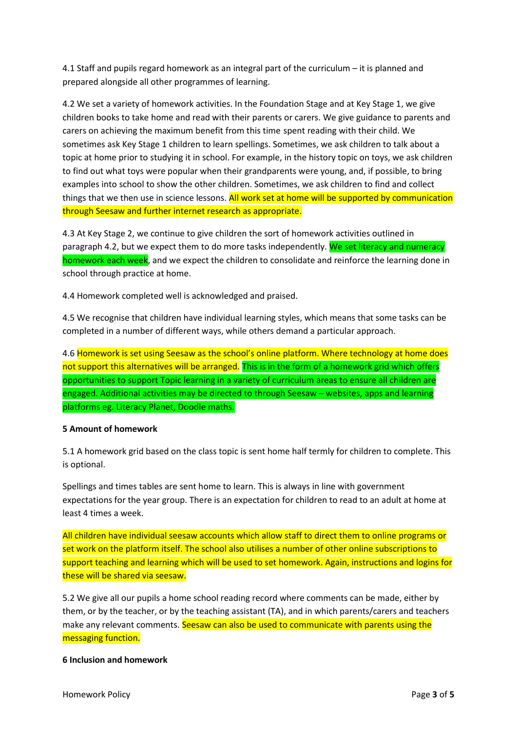4.1 Staff and pupils regard homework as an integral part of the curriculum – it is planned and prepared alongside all other programmes of learning.

4.2 We set a variety of homework activities. In the Foundation Stage and at Key Stage 1, we give children books to take home and read with their parents or carers. We give guidance to parents and carers on achieving the maximum benefit from this time spent reading with their child. We sometimes ask Key Stage 1 children to learn spellings. Sometimes, we ask children to talk about a topic at home prior to studying it in school. For example, in the history topic on toys, we ask children to find out what toys were popular when their grandparents were young, and, if possible, to bring examples into school to show the other children. Sometimes, we ask children to find and collect things that we then use in science lessons. All work set at home will be supported by communication through Seesaw and further internet research as appropriate.

4.3 At Key Stage 2, we continue to give children the sort of homework activities outlined in paragraph 4.2, but we expect them to do more tasks independently. We set literacy and numeracy homework each week, and we expect the children to consolidate and reinforce the learning done in school through practice at home.

4.4 Homework completed well is acknowledged and praised.

4.5 We recognise that children have individual learning styles, which means that some tasks can be completed in a number of different ways, while others demand a particular approach.

4.6 Homework is set using Seesaw as the school's online platform. Where technology at home does not support this alternatives will be arranged. This is in the form of a homework grid which offers opportunities to support Topic learning in a variety of curriculum areas to ensure all children are engaged. Additional activities may be directed to through Seesaw – websites, apps and learning platforms eg. Literacy Planet, Doodle maths.

**5 Amount of homework**

5.1 A homework grid based on the class topic is sent home half termly for children to complete. This is optional.

Spellings and times tables are sent home to learn. This is always in line with government expectations for the year group. There is an expectation for children to read to an adult at home at least 4 times a week.

All children have individual seesaw accounts which allow staff to direct them to online programs or set work on the platform itself. The school also utilises a number of other online subscriptions to support teaching and learning which will be used to set homework. Again, instructions and logins for these will be shared via seesaw.

5.2 We give all our pupils a home school reading record where comments can be made, either by them, or by the teacher, or by the teaching assistant (TA), and in which parents/carers and teachers make any relevant comments. Seesaw can also be used to communicate with parents using the messaging function.

**6 Inclusion and homework**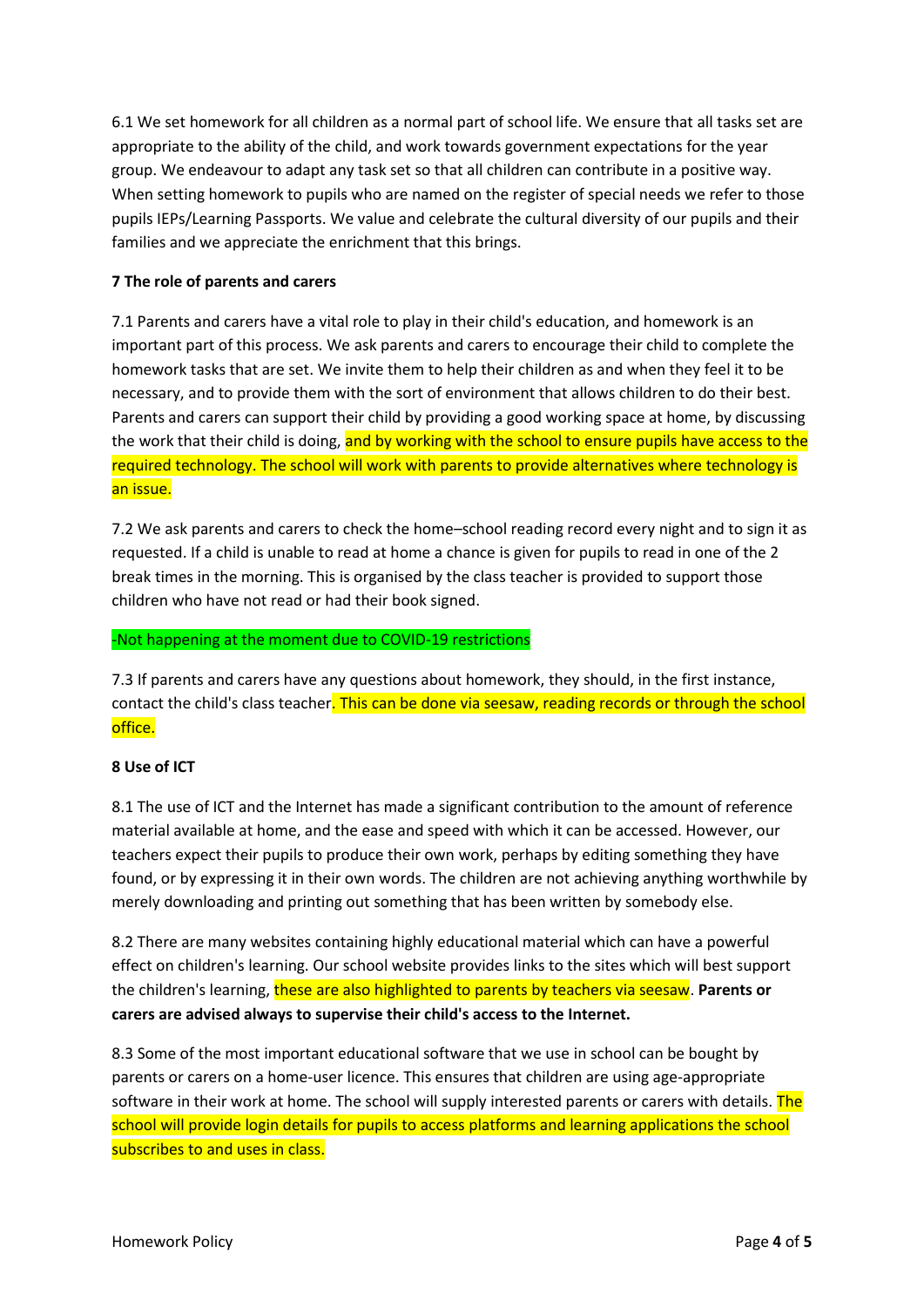6.1 We set homework for all children as a normal part of school life. We ensure that all tasks set are appropriate to the ability of the child, and work towards government expectations for the year group. We endeavour to adapt any task set so that all children can contribute in a positive way. When setting homework to pupils who are named on the register of special needs we refer to those pupils IEPs/Learning Passports. We value and celebrate the cultural diversity of our pupils and their families and we appreciate the enrichment that this brings.

**7 The role of parents and carers**

7.1 Parents and carers have a vital role to play in their child's education, and homework is an important part of this process. We ask parents and carers to encourage their child to complete the homework tasks that are set. We invite them to help their children as and when they feel it to be necessary, and to provide them with the sort of environment that allows children to do their best. Parents and carers can support their child by providing a good working space at home, by discussing the work that their child is doing, and by working with the school to ensure pupils have access to the required technology. The school will work with parents to provide alternatives where technology is an issue.

7.2 We ask parents and carers to check the home–school reading record every night and to sign it as requested. If a child is unable to read at home a chance is given for pupils to read in one of the 2 break times in the morning. This is organised by the class teacher is provided to support those children who have not read or had their book signed.

-Not happening at the moment due to COVID-19 restrictions

7.3 If parents and carers have any questions about homework, they should, in the first instance, contact the child's class teacher. This can be done via seesaw, reading records or through the school office.

**8 Use of ICT**

8.1 The use of ICT and the Internet has made a significant contribution to the amount of reference material available at home, and the ease and speed with which it can be accessed. However, our teachers expect their pupils to produce their own work, perhaps by editing something they have found, or by expressing it in their own words. The children are not achieving anything worthwhile by merely downloading and printing out something that has been written by somebody else.

8.2 There are many websites containing highly educational material which can have a powerful effect on children's learning. Our school website provides links to the sites which will best support the children's learning, these are also highlighted to parents by teachers via seesaw. **Parents or carers are advised always to supervise their child's access to the Internet.**

8.3 Some of the most important educational software that we use in school can be bought by parents or carers on a home-user licence. This ensures that children are using age-appropriate software in their work at home. The school will supply interested parents or carers with details. The school will provide login details for pupils to access platforms and learning applications the school subscribes to and uses in class.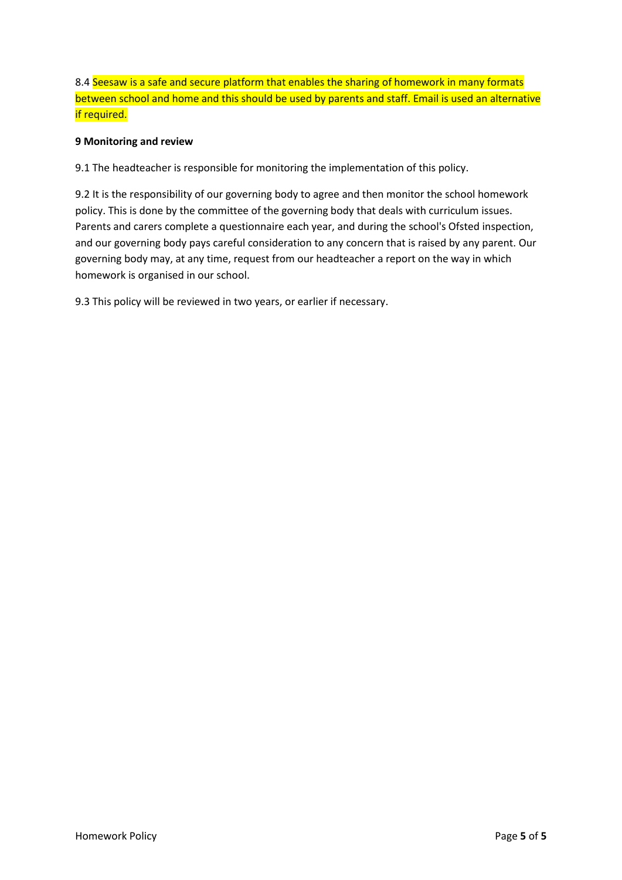8.4 Seesaw is a safe and secure platform that enables the sharing of homework in many formats between school and home and this should be used by parents and staff. Email is used an alternative if required.

**9 Monitoring and review**

9.1 The headteacher is responsible for monitoring the implementation of this policy.

9.2 It is the responsibility of our governing body to agree and then monitor the school homework policy. This is done by the committee of the governing body that deals with curriculum issues. Parents and carers complete a questionnaire each year, and during the school's Ofsted inspection, and our governing body pays careful consideration to any concern that is raised by any parent. Our governing body may, at any time, request from our headteacher a report on the way in which homework is organised in our school.

9.3 This policy will be reviewed in two years, or earlier if necessary.